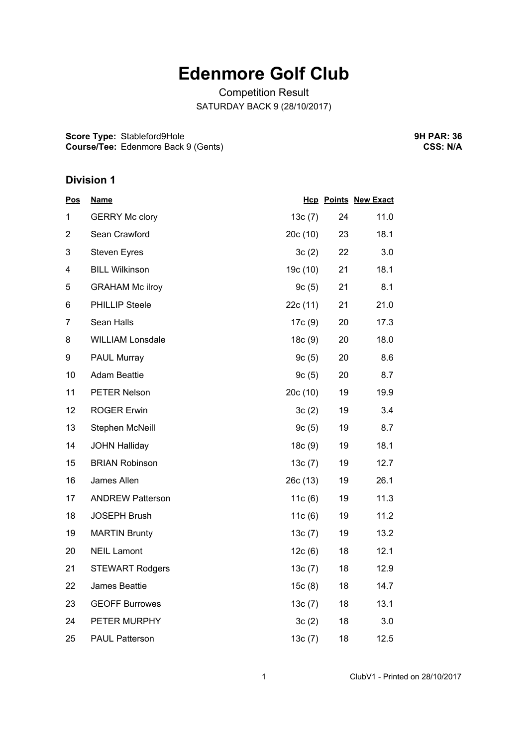# Edenmore Golf Club

Competition Result

SATURDAY BACK 9 (28/10/2017)

**Score Type:** Stableford9Hole
**Course/Tee:** Edenmore Back 9 (Gents)

**9H PAR: 36**
**CSS: N/A**

## Division 1

| Pos | Name | Hcp | Points | New Exact |
|---|---|---|---|---|
| 1 | GERRY Mc clory | 13c (7) | 24 | 11.0 |
| 2 | Sean Crawford | 20c (10) | 23 | 18.1 |
| 3 | Steven Eyres | 3c (2) | 22 | 3.0 |
| 4 | BILL Wilkinson | 19c (10) | 21 | 18.1 |
| 5 | GRAHAM Mc ilroy | 9c (5) | 21 | 8.1 |
| 6 | PHILLIP Steele | 22c (11) | 21 | 21.0 |
| 7 | Sean Halls | 17c (9) | 20 | 17.3 |
| 8 | WILLIAM Lonsdale | 18c (9) | 20 | 18.0 |
| 9 | PAUL Murray | 9c (5) | 20 | 8.6 |
| 10 | Adam Beattie | 9c (5) | 20 | 8.7 |
| 11 | PETER Nelson | 20c (10) | 19 | 19.9 |
| 12 | ROGER Erwin | 3c (2) | 19 | 3.4 |
| 13 | Stephen McNeill | 9c (5) | 19 | 8.7 |
| 14 | JOHN Halliday | 18c (9) | 19 | 18.1 |
| 15 | BRIAN Robinson | 13c (7) | 19 | 12.7 |
| 16 | James Allen | 26c (13) | 19 | 26.1 |
| 17 | ANDREW Patterson | 11c (6) | 19 | 11.3 |
| 18 | JOSEPH Brush | 11c (6) | 19 | 11.2 |
| 19 | MARTIN Brunty | 13c (7) | 19 | 13.2 |
| 20 | NEIL Lamont | 12c (6) | 18 | 12.1 |
| 21 | STEWART Rodgers | 13c (7) | 18 | 12.9 |
| 22 | James Beattie | 15c (8) | 18 | 14.7 |
| 23 | GEOFF Burrowes | 13c (7) | 18 | 13.1 |
| 24 | PETER MURPHY | 3c (2) | 18 | 3.0 |
| 25 | PAUL Patterson | 13c (7) | 18 | 12.5 |

ClubV1 - Printed on 28/10/2017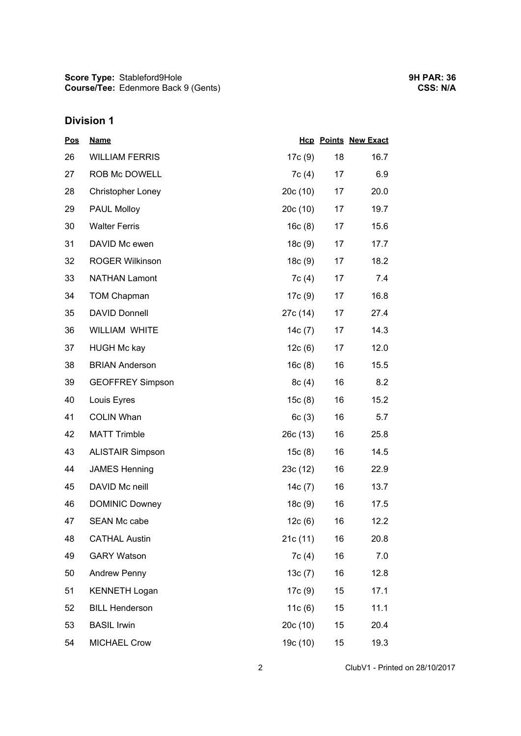**Score Type:** Stableford9Hole
**Course/Tee:** Edenmore Back 9 (Gents)

**9H PAR: 36**
**CSS: N/A**

## Division 1

| Pos | Name | Hcp | Points | New Exact |
|---|---|---|---|---|
| 26 | WILLIAM FERRIS | 17c (9) | 18 | 16.7 |
| 27 | ROB Mc DOWELL | 7c (4) | 17 | 6.9 |
| 28 | Christopher Loney | 20c (10) | 17 | 20.0 |
| 29 | PAUL Molloy | 20c (10) | 17 | 19.7 |
| 30 | Walter Ferris | 16c (8) | 17 | 15.6 |
| 31 | DAVID Mc ewen | 18c (9) | 17 | 17.7 |
| 32 | ROGER Wilkinson | 18c (9) | 17 | 18.2 |
| 33 | NATHAN Lamont | 7c (4) | 17 | 7.4 |
| 34 | TOM Chapman | 17c (9) | 17 | 16.8 |
| 35 | DAVID Donnell | 27c (14) | 17 | 27.4 |
| 36 | WILLIAM WHITE | 14c (7) | 17 | 14.3 |
| 37 | HUGH Mc kay | 12c (6) | 17 | 12.0 |
| 38 | BRIAN Anderson | 16c (8) | 16 | 15.5 |
| 39 | GEOFFREY Simpson | 8c (4) | 16 | 8.2 |
| 40 | Louis Eyres | 15c (8) | 16 | 15.2 |
| 41 | COLIN Whan | 6c (3) | 16 | 5.7 |
| 42 | MATT Trimble | 26c (13) | 16 | 25.8 |
| 43 | ALISTAIR Simpson | 15c (8) | 16 | 14.5 |
| 44 | JAMES Henning | 23c (12) | 16 | 22.9 |
| 45 | DAVID Mc neill | 14c (7) | 16 | 13.7 |
| 46 | DOMINIC Downey | 18c (9) | 16 | 17.5 |
| 47 | SEAN Mc cabe | 12c (6) | 16 | 12.2 |
| 48 | CATHAL Austin | 21c (11) | 16 | 20.8 |
| 49 | GARY Watson | 7c (4) | 16 | 7.0 |
| 50 | Andrew Penny | 13c (7) | 16 | 12.8 |
| 51 | KENNETH Logan | 17c (9) | 15 | 17.1 |
| 52 | BILL Henderson | 11c (6) | 15 | 11.1 |
| 53 | BASIL Irwin | 20c (10) | 15 | 20.4 |
| 54 | MICHAEL Crow | 19c (10) | 15 | 19.3 |

ClubV1 - Printed on 28/10/2017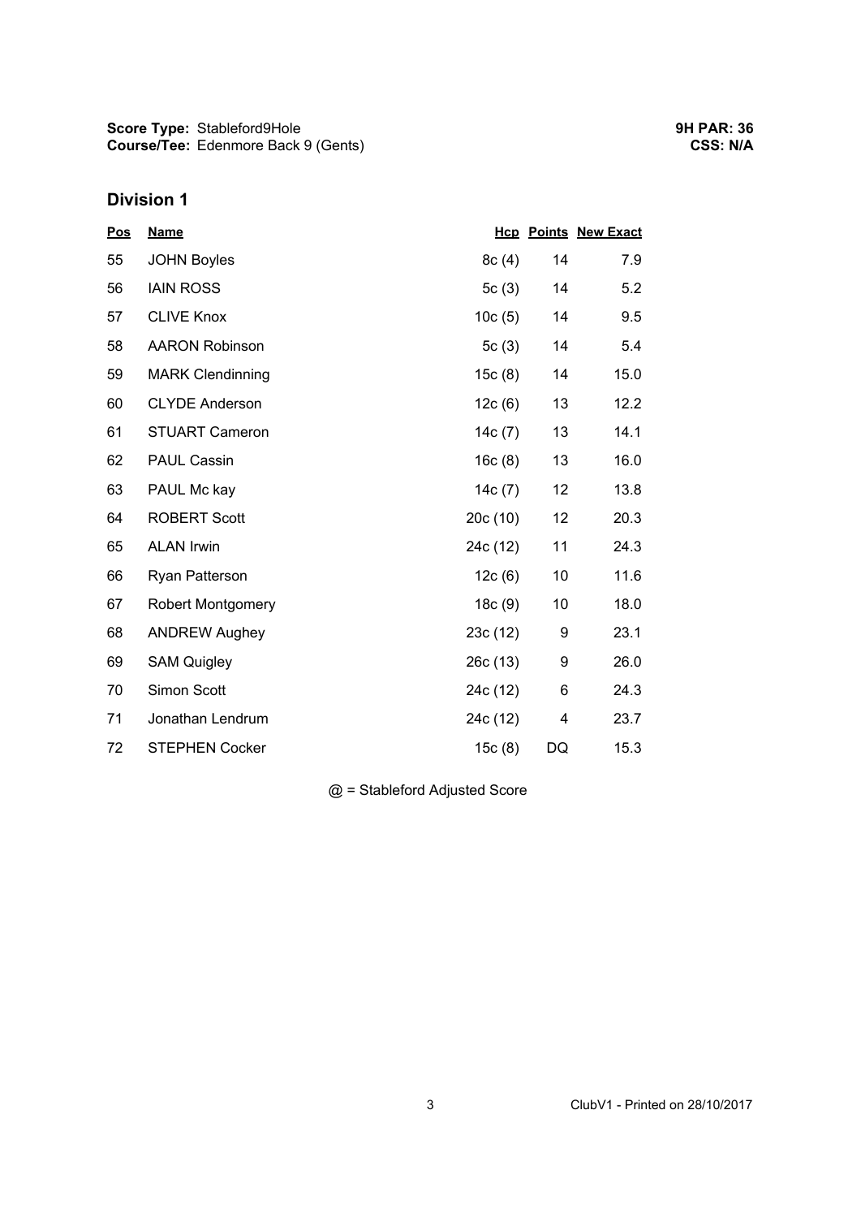**Score Type:** Stableford9Hole
**Course/Tee:** Edenmore Back 9 (Gents)

**9H PAR: 36**
**CSS: N/A**

## Division 1

| Pos | Name | Hcp | Points | New Exact |
|---|---|---|---|---|
| 55 | JOHN Boyles | 8c (4) | 14 | 7.9 |
| 56 | IAIN ROSS | 5c (3) | 14 | 5.2 |
| 57 | CLIVE Knox | 10c (5) | 14 | 9.5 |
| 58 | AARON Robinson | 5c (3) | 14 | 5.4 |
| 59 | MARK Clendinning | 15c (8) | 14 | 15.0 |
| 60 | CLYDE Anderson | 12c (6) | 13 | 12.2 |
| 61 | STUART Cameron | 14c (7) | 13 | 14.1 |
| 62 | PAUL Cassin | 16c (8) | 13 | 16.0 |
| 63 | PAUL Mc kay | 14c (7) | 12 | 13.8 |
| 64 | ROBERT Scott | 20c (10) | 12 | 20.3 |
| 65 | ALAN Irwin | 24c (12) | 11 | 24.3 |
| 66 | Ryan Patterson | 12c (6) | 10 | 11.6 |
| 67 | Robert Montgomery | 18c (9) | 10 | 18.0 |
| 68 | ANDREW Aughey | 23c (12) | 9 | 23.1 |
| 69 | SAM Quigley | 26c (13) | 9 | 26.0 |
| 70 | Simon Scott | 24c (12) | 6 | 24.3 |
| 71 | Jonathan Lendrum | 24c (12) | 4 | 23.7 |
| 72 | STEPHEN Cocker | 15c (8) | DQ | 15.3 |

@ = Stableford Adjusted Score

ClubV1 - Printed on 28/10/2017